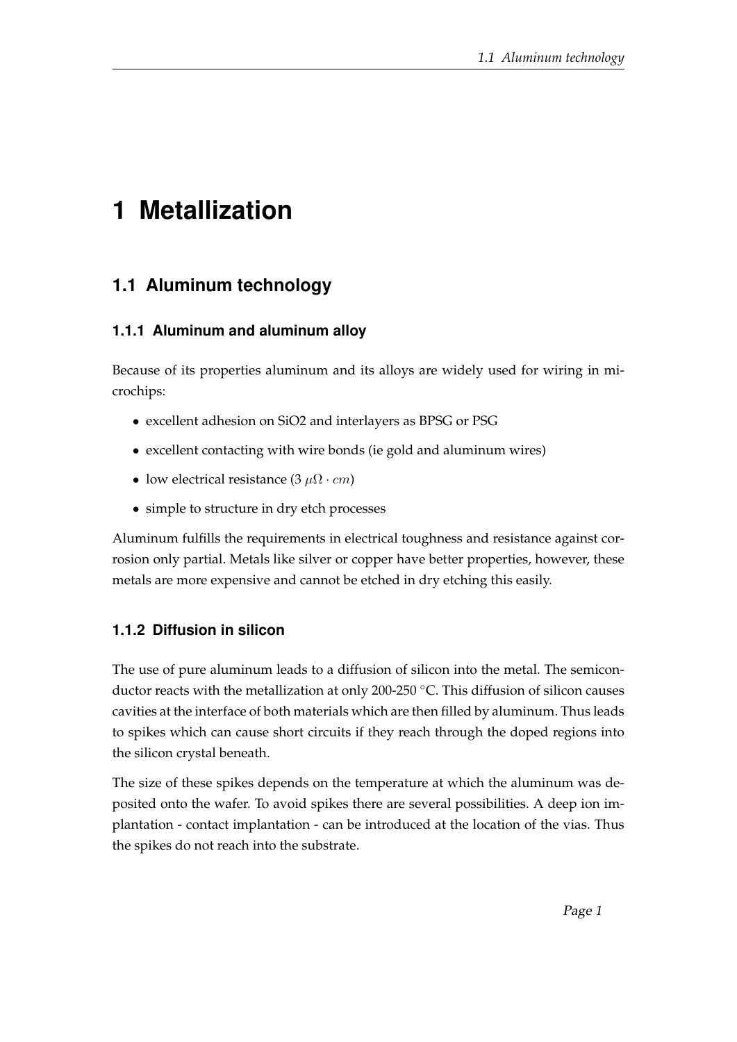# 1 Metallization

## 1.1 Aluminum technology

### 1.1.1 Aluminum and aluminum alloy

Because of its properties aluminum and its alloys are widely used for wiring in microchips:

- excellent adhesion on SiO2 and interlayers as BPSG or PSG
- excellent contacting with wire bonds (ie gold and aluminum wires)
- low electrical resistance (3 $\mu\Omega \cdot cm$)
- simple to structure in dry etch processes

Aluminum fulfills the requirements in electrical toughness and resistance against corrosion only partial. Metals like silver or copper have better properties, however, these metals are more expensive and cannot be etched in dry etching this easily.

### 1.1.2 Diffusion in silicon

The use of pure aluminum leads to a diffusion of silicon into the metal. The semiconductor reacts with the metallization at only 200-250 °C. This diffusion of silicon causes cavities at the interface of both materials which are then filled by aluminum. Thus leads to spikes which can cause short circuits if they reach through the doped regions into the silicon crystal beneath.

The size of these spikes depends on the temperature at which the aluminum was deposited onto the wafer. To avoid spikes there are several possibilities. A deep ion implantation - contact implantation - can be introduced at the location of the vias. Thus the spikes do not reach into the substrate.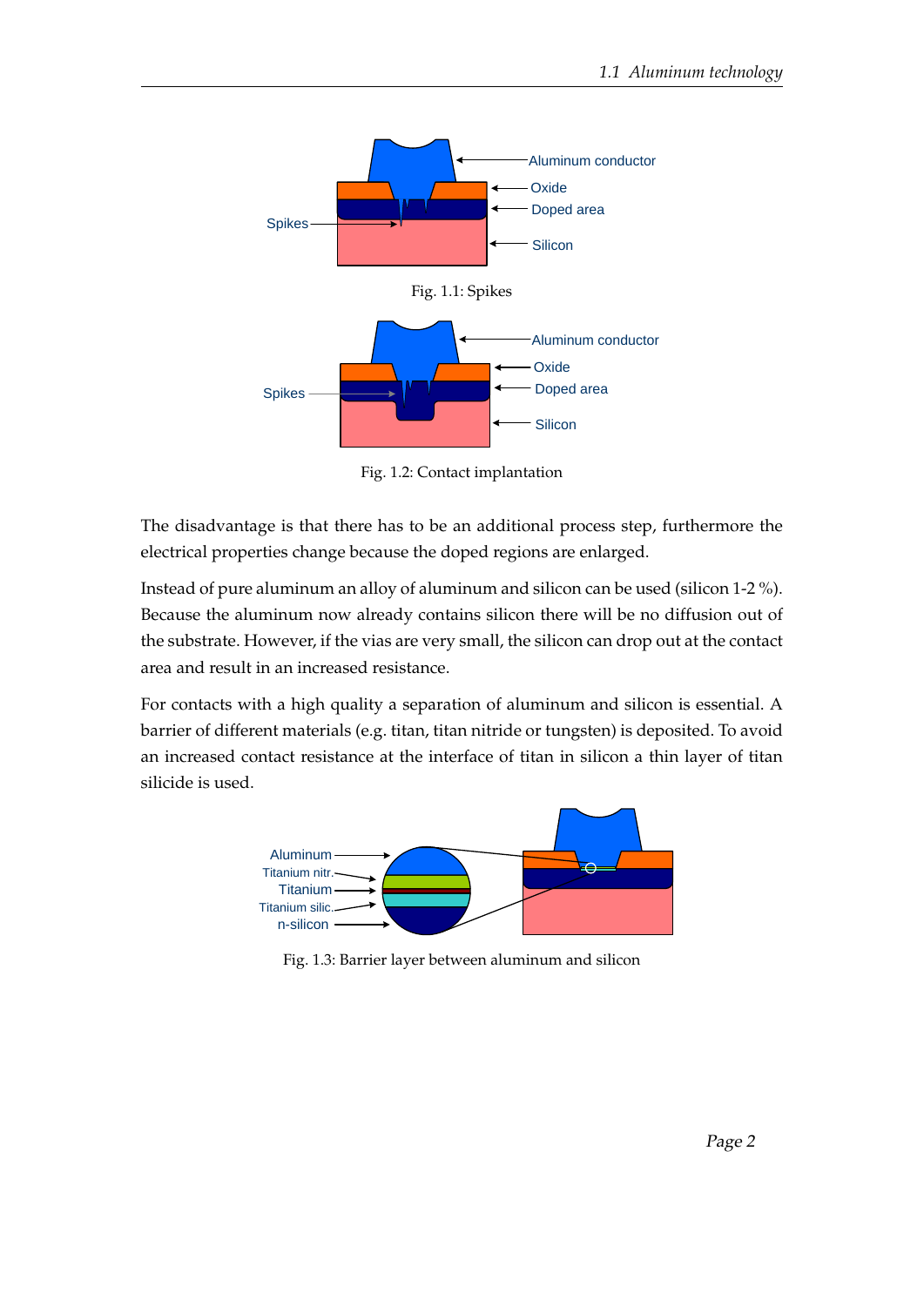Fig. 1.1: Spikes

Fig. 1.2: Contact implantation

The disadvantage is that there has to be an additional process step, furthermore the electrical properties change because the doped regions are enlarged.

Instead of pure aluminum an alloy of aluminum and silicon can be used (silicon 1-2 %). Because the aluminum now already contains silicon there will be no diffusion out of the substrate. However, if the vias are very small, the silicon can drop out at the contact area and result in an increased resistance.

For contacts with a high quality a separation of aluminum and silicon is essential. A barrier of different materials (e.g. titan, titan nitride or tungsten) is deposited. To avoid an increased contact resistance at the interface of titan in silicon a thin layer of titan silicide is used.

Fig. 1.3: Barrier layer between aluminum and silicon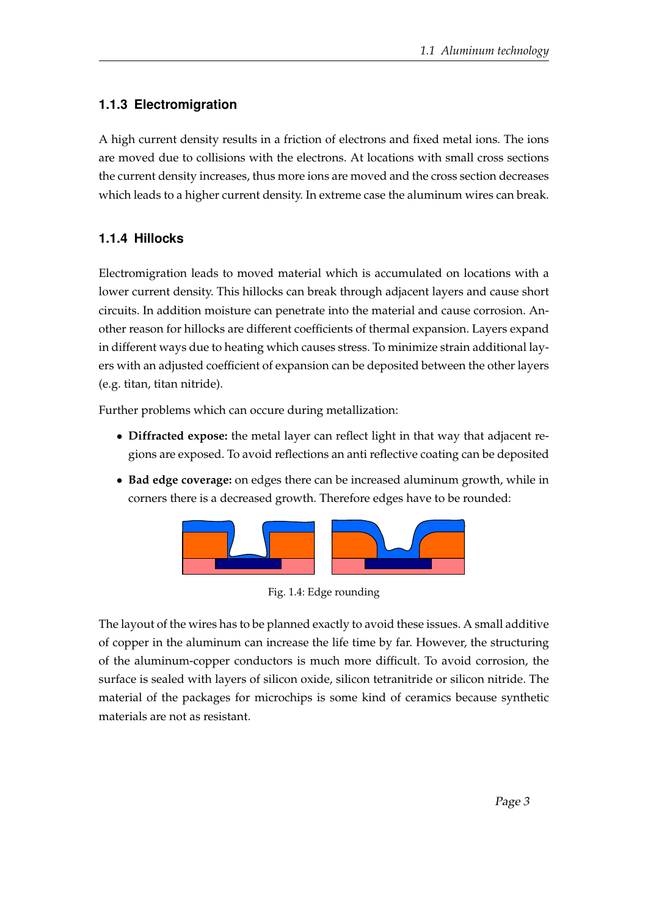### 1.1.3 Electromigration

A high current density results in a friction of electrons and fixed metal ions. The ions are moved due to collisions with the electrons. At locations with small cross sections the current density increases, thus more ions are moved and the cross section decreases which leads to a higher current density. In extreme case the aluminum wires can break.

### 1.1.4 Hillocks

Electromigration leads to moved material which is accumulated on locations with a lower current density. This hillocks can break through adjacent layers and cause short circuits. In addition moisture can penetrate into the material and cause corrosion. Another reason for hillocks are different coefficients of thermal expansion. Layers expand in different ways due to heating which causes stress. To minimize strain additional layers with an adjusted coefficient of expansion can be deposited between the other layers (e.g. titan, titan nitride).

Further problems which can occure during metallization:

- **Diffracted expose:** the metal layer can reflect light in that way that adjacent regions are exposed. To avoid reflections an anti reflective coating can be deposited
- **Bad edge coverage:** on edges there can be increased aluminum growth, while in corners there is a decreased growth. Therefore edges have to be rounded:

Fig. 1.4: Edge rounding

The layout of the wires has to be planned exactly to avoid these issues. A small additive of copper in the aluminum can increase the life time by far. However, the structuring of the aluminum-copper conductors is much more difficult. To avoid corrosion, the surface is sealed with layers of silicon oxide, silicon tetranitride or silicon nitride. The material of the packages for microchips is some kind of ceramics because synthetic materials are not as resistant.